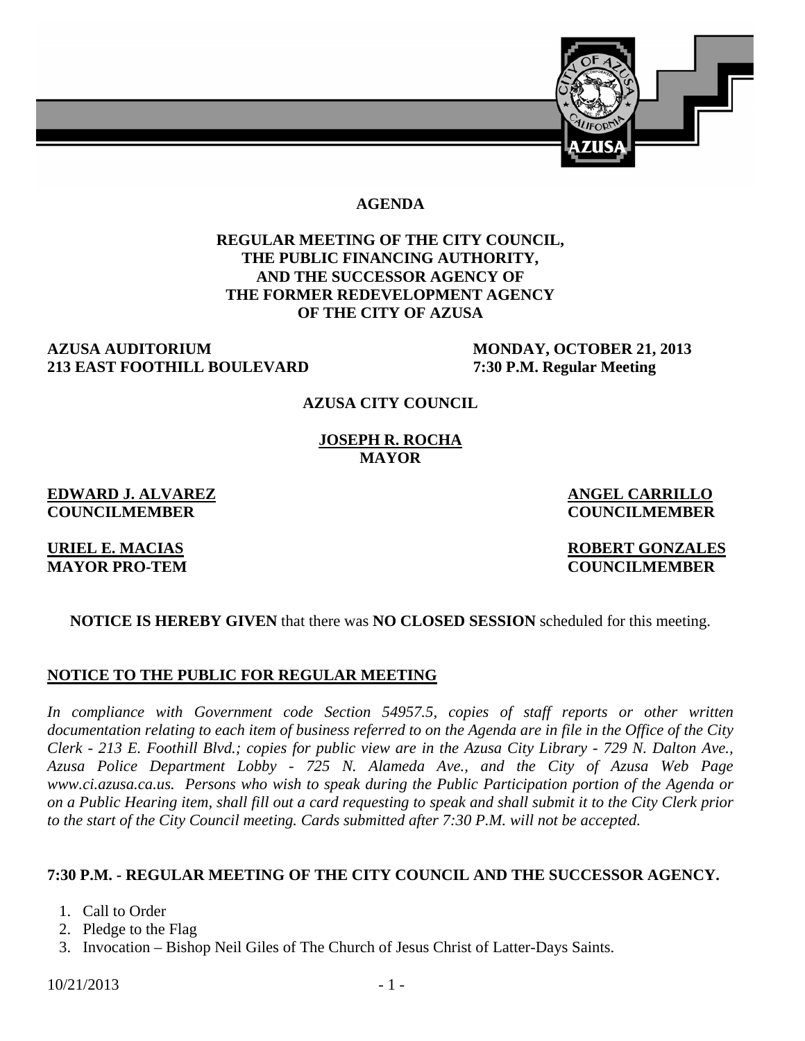# AGENDA

## REGULAR MEETING OF THE CITY COUNCIL, THE PUBLIC FINANCING AUTHORITY, AND THE SUCCESSOR AGENCY OF THE FORMER REDEVELOPMENT AGENCY OF THE CITY OF AZUSA

**AZUSA AUDITORIUM**
**213 EAST FOOTHILL BOULEVARD**

**MONDAY, OCTOBER 21, 2013**
**7:30 P.M. Regular Meeting**

**AZUSA CITY COUNCIL**

**JOSEPH R. ROCHA**
**MAYOR**

**EDWARD J. ALVAREZ**
**COUNCILMEMBER**

**ANGEL CARRILLO**
**COUNCILMEMBER**

**URIEL E. MACIAS**
**MAYOR PRO-TEM**

**ROBERT GONZALES**
**COUNCILMEMBER**

**NOTICE IS HEREBY GIVEN** that there was **NO CLOSED SESSION** scheduled for this meeting.

## NOTICE TO THE PUBLIC FOR REGULAR MEETING

*In compliance with Government code Section 54957.5, copies of staff reports or other written documentation relating to each item of business referred to on the Agenda are in file in the Office of the City Clerk - 213 E. Foothill Blvd.; copies for public view are in the Azusa City Library - 729 N. Dalton Ave., Azusa Police Department Lobby - 725 N. Alameda Ave., and the City of Azusa Web Page www.ci.azusa.ca.us. Persons who wish to speak during the Public Participation portion of the Agenda or on a Public Hearing item, shall fill out a card requesting to speak and shall submit it to the City Clerk prior to the start of the City Council meeting. Cards submitted after 7:30 P.M. will not be accepted.*

## 7:30 P.M. - REGULAR MEETING OF THE CITY COUNCIL AND THE SUCCESSOR AGENCY.

1. Call to Order
2. Pledge to the Flag
3. Invocation – Bishop Neil Giles of The Church of Jesus Christ of Latter-Days Saints.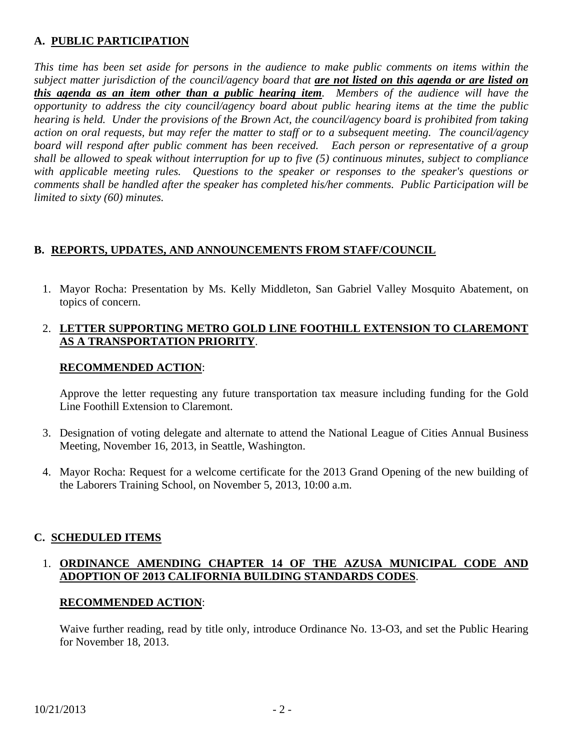## A. PUBLIC PARTICIPATION

*This time has been set aside for persons in the audience to make public comments on items within the subject matter jurisdiction of the council/agency board that **are not listed on this agenda or are listed on this agenda as an item other than a public hearing item**. Members of the audience will have the opportunity to address the city council/agency board about public hearing items at the time the public hearing is held. Under the provisions of the Brown Act, the council/agency board is prohibited from taking action on oral requests, but may refer the matter to staff or to a subsequent meeting. The council/agency board will respond after public comment has been received. Each person or representative of a group shall be allowed to speak without interruption for up to five (5) continuous minutes, subject to compliance with applicable meeting rules. Questions to the speaker or responses to the speaker's questions or comments shall be handled after the speaker has completed his/her comments. Public Participation will be limited to sixty (60) minutes.*

## B. REPORTS, UPDATES, AND ANNOUNCEMENTS FROM STAFF/COUNCIL

1. Mayor Rocha: Presentation by Ms. Kelly Middleton, San Gabriel Valley Mosquito Abatement, on topics of concern.

2. **LETTER SUPPORTING METRO GOLD LINE FOOTHILL EXTENSION TO CLAREMONT AS A TRANSPORTATION PRIORITY**.

   **RECOMMENDED ACTION**:

   Approve the letter requesting any future transportation tax measure including funding for the Gold Line Foothill Extension to Claremont.

3. Designation of voting delegate and alternate to attend the National League of Cities Annual Business Meeting, November 16, 2013, in Seattle, Washington.

4. Mayor Rocha: Request for a welcome certificate for the 2013 Grand Opening of the new building of the Laborers Training School, on November 5, 2013, 10:00 a.m.

## C. SCHEDULED ITEMS

1. **ORDINANCE AMENDING CHAPTER 14 OF THE AZUSA MUNICIPAL CODE AND ADOPTION OF 2013 CALIFORNIA BUILDING STANDARDS CODES**.

   **RECOMMENDED ACTION**:

   Waive further reading, read by title only, introduce Ordinance No. 13-O3, and set the Public Hearing for November 18, 2013.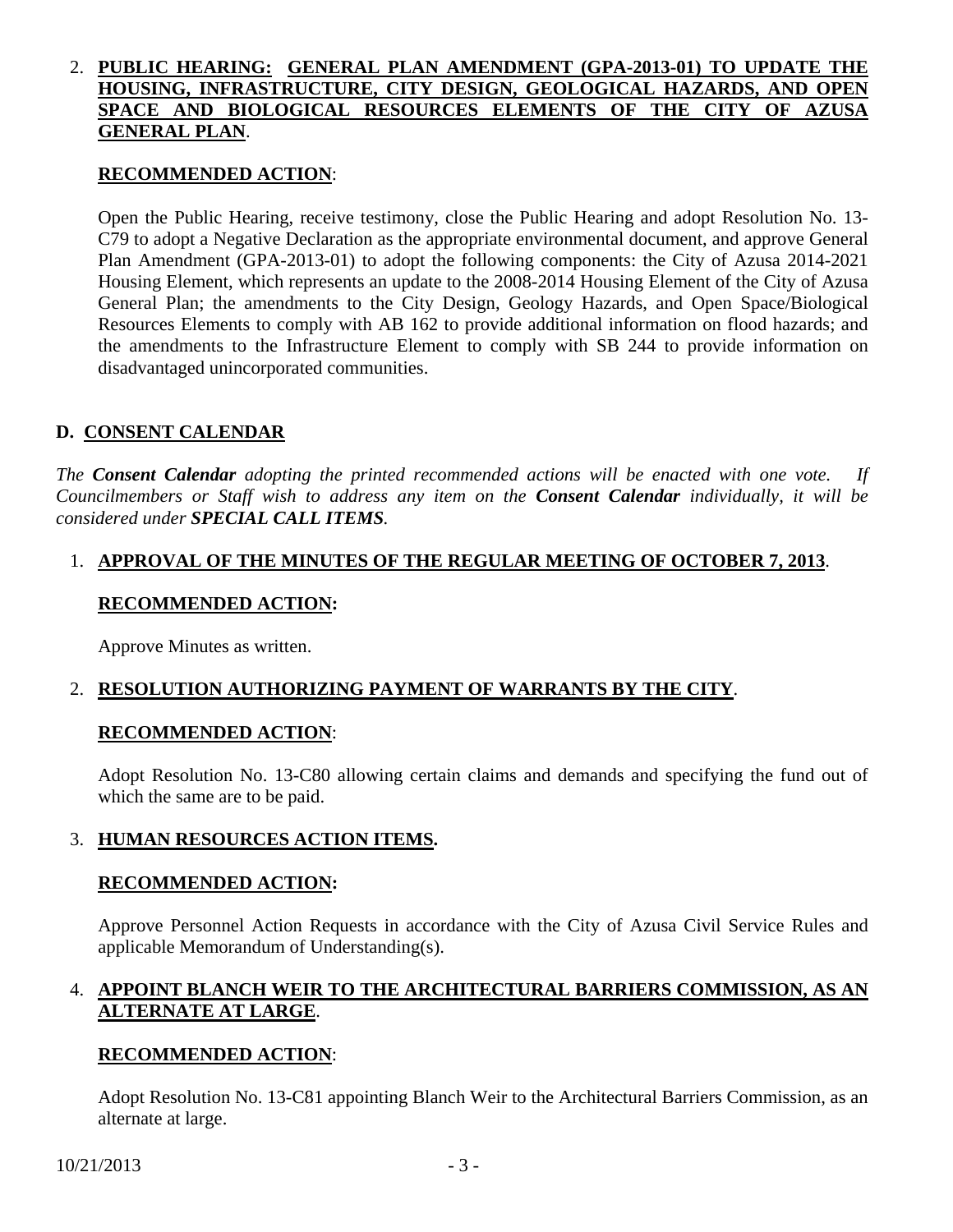2. **PUBLIC HEARING: GENERAL PLAN AMENDMENT (GPA-2013-01) TO UPDATE THE HOUSING, INFRASTRUCTURE, CITY DESIGN, GEOLOGICAL HAZARDS, AND OPEN SPACE AND BIOLOGICAL RESOURCES ELEMENTS OF THE CITY OF AZUSA GENERAL PLAN**.

   **RECOMMENDED ACTION**:

   Open the Public Hearing, receive testimony, close the Public Hearing and adopt Resolution No. 13-C79 to adopt a Negative Declaration as the appropriate environmental document, and approve General Plan Amendment (GPA-2013-01) to adopt the following components: the City of Azusa 2014-2021 Housing Element, which represents an update to the 2008-2014 Housing Element of the City of Azusa General Plan; the amendments to the City Design, Geology Hazards, and Open Space/Biological Resources Elements to comply with AB 162 to provide additional information on flood hazards; and the amendments to the Infrastructure Element to comply with SB 244 to provide information on disadvantaged unincorporated communities.

## D. CONSENT CALENDAR

*The **Consent Calendar** adopting the printed recommended actions will be enacted with one vote. If Councilmembers or Staff wish to address any item on the **Consent Calendar** individually, it will be considered under **SPECIAL CALL ITEMS**.*

1. **APPROVAL OF THE MINUTES OF THE REGULAR MEETING OF OCTOBER 7, 2013**.

   **RECOMMENDED ACTION:**

   Approve Minutes as written.

2. **RESOLUTION AUTHORIZING PAYMENT OF WARRANTS BY THE CITY**.

   **RECOMMENDED ACTION**:

   Adopt Resolution No. 13-C80 allowing certain claims and demands and specifying the fund out of which the same are to be paid.

3. **HUMAN RESOURCES ACTION ITEMS.**

   **RECOMMENDED ACTION:**

   Approve Personnel Action Requests in accordance with the City of Azusa Civil Service Rules and applicable Memorandum of Understanding(s).

4. **APPOINT BLANCH WEIR TO THE ARCHITECTURAL BARRIERS COMMISSION, AS AN ALTERNATE AT LARGE**.

   **RECOMMENDED ACTION**:

   Adopt Resolution No. 13-C81 appointing Blanch Weir to the Architectural Barriers Commission, as an alternate at large.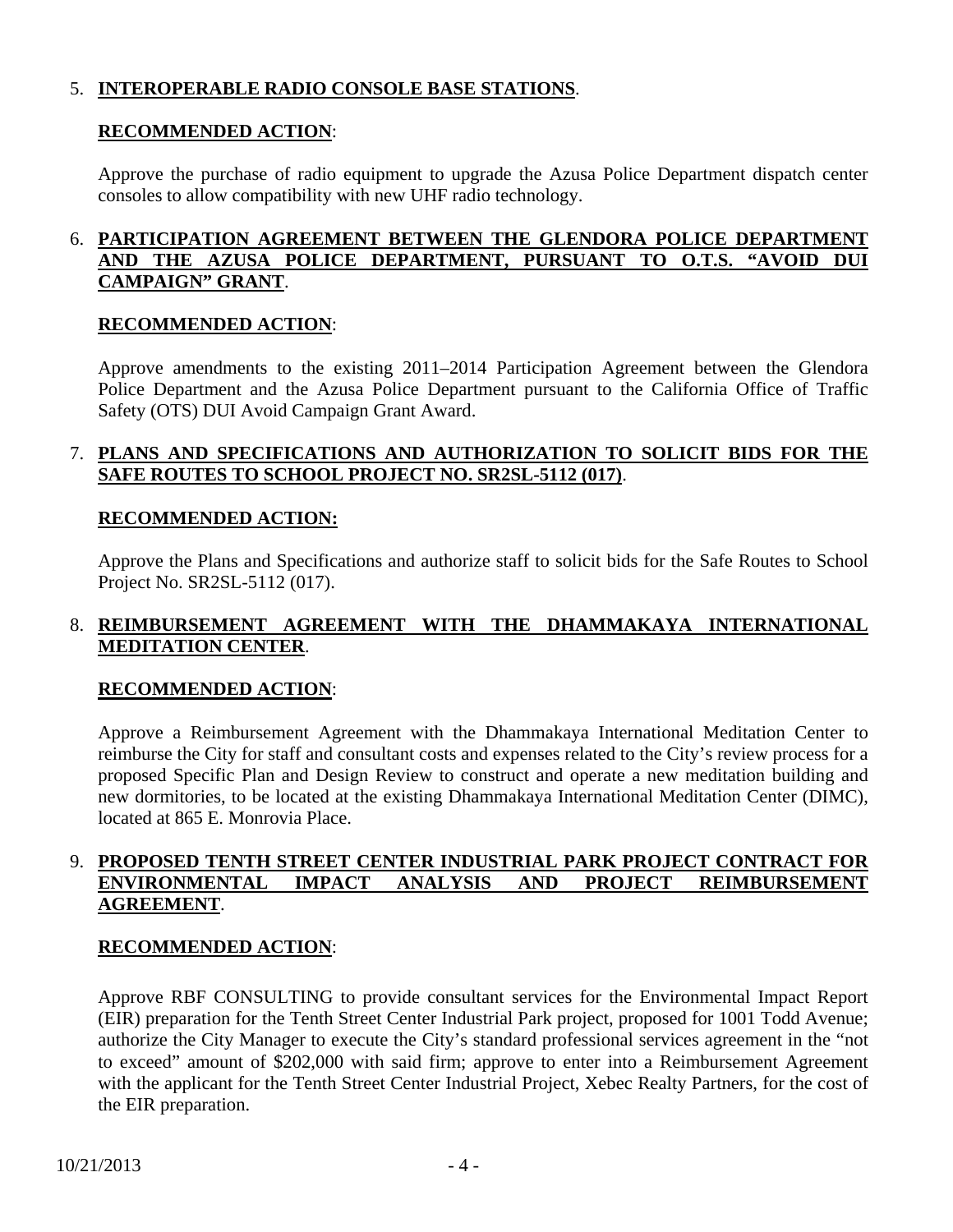5. **INTEROPERABLE RADIO CONSOLE BASE STATIONS**.

   **RECOMMENDED ACTION**:

   Approve the purchase of radio equipment to upgrade the Azusa Police Department dispatch center consoles to allow compatibility with new UHF radio technology.

6. **PARTICIPATION AGREEMENT BETWEEN THE GLENDORA POLICE DEPARTMENT AND THE AZUSA POLICE DEPARTMENT, PURSUANT TO O.T.S. "AVOID DUI CAMPAIGN" GRANT**.

   **RECOMMENDED ACTION**:

   Approve amendments to the existing 2011–2014 Participation Agreement between the Glendora Police Department and the Azusa Police Department pursuant to the California Office of Traffic Safety (OTS) DUI Avoid Campaign Grant Award.

7. **PLANS AND SPECIFICATIONS AND AUTHORIZATION TO SOLICIT BIDS FOR THE SAFE ROUTES TO SCHOOL PROJECT NO. SR2SL-5112 (017)**.

   **RECOMMENDED ACTION:**

   Approve the Plans and Specifications and authorize staff to solicit bids for the Safe Routes to School Project No. SR2SL-5112 (017).

8. **REIMBURSEMENT AGREEMENT WITH THE DHAMMAKAYA INTERNATIONAL MEDITATION CENTER**.

   **RECOMMENDED ACTION**:

   Approve a Reimbursement Agreement with the Dhammakaya International Meditation Center to reimburse the City for staff and consultant costs and expenses related to the City's review process for a proposed Specific Plan and Design Review to construct and operate a new meditation building and new dormitories, to be located at the existing Dhammakaya International Meditation Center (DIMC), located at 865 E. Monrovia Place.

9. **PROPOSED TENTH STREET CENTER INDUSTRIAL PARK PROJECT CONTRACT FOR ENVIRONMENTAL IMPACT ANALYSIS AND PROJECT REIMBURSEMENT AGREEMENT**.

   **RECOMMENDED ACTION**:

   Approve RBF CONSULTING to provide consultant services for the Environmental Impact Report (EIR) preparation for the Tenth Street Center Industrial Park project, proposed for 1001 Todd Avenue; authorize the City Manager to execute the City's standard professional services agreement in the "not to exceed" amount of $202,000 with said firm; approve to enter into a Reimbursement Agreement with the applicant for the Tenth Street Center Industrial Project, Xebec Realty Partners, for the cost of the EIR preparation.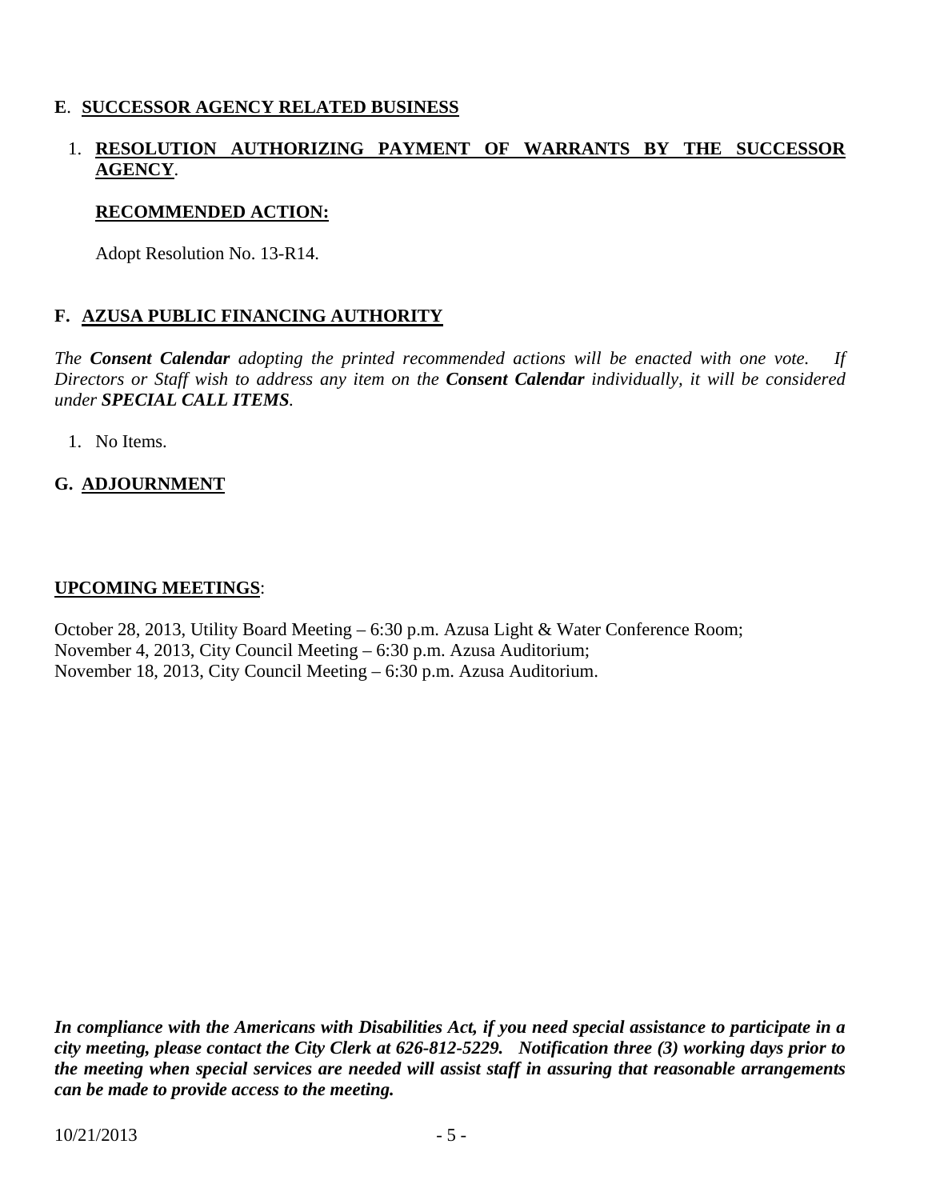## E. SUCCESSOR AGENCY RELATED BUSINESS

1. **RESOLUTION AUTHORIZING PAYMENT OF WARRANTS BY THE SUCCESSOR AGENCY**.

   **RECOMMENDED ACTION:**

   Adopt Resolution No. 13-R14.

## F. AZUSA PUBLIC FINANCING AUTHORITY

*The **Consent Calendar** adopting the printed recommended actions will be enacted with one vote. If Directors or Staff wish to address any item on the **Consent Calendar** individually, it will be considered under **SPECIAL CALL ITEMS**.*

1. No Items.

## G. ADJOURNMENT

**UPCOMING MEETINGS**:

October 28, 2013, Utility Board Meeting – 6:30 p.m. Azusa Light & Water Conference Room;
November 4, 2013, City Council Meeting – 6:30 p.m. Azusa Auditorium;
November 18, 2013, City Council Meeting – 6:30 p.m. Azusa Auditorium.

***In compliance with the Americans with Disabilities Act, if you need special assistance to participate in a city meeting, please contact the City Clerk at 626-812-5229. Notification three (3) working days prior to the meeting when special services are needed will assist staff in assuring that reasonable arrangements can be made to provide access to the meeting.***

10/21/2013